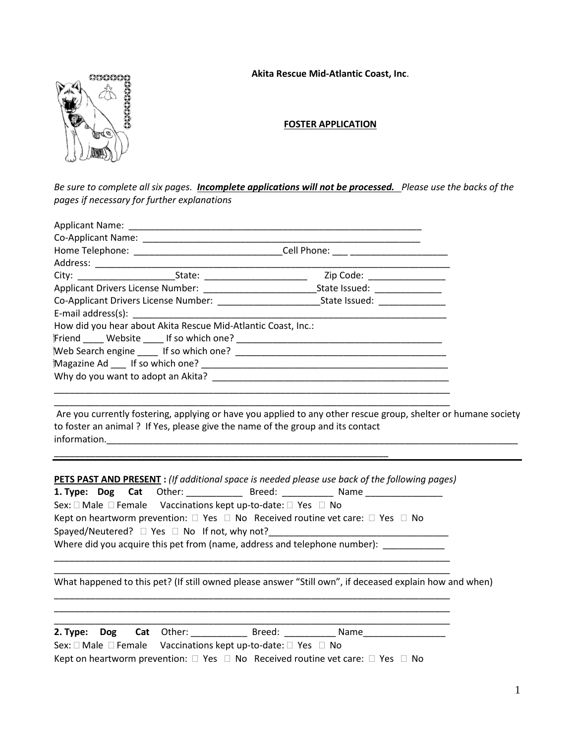**Akita Rescue Mid-Atlantic Coast, Inc.**

**FOSTER APPLICATION**

*Be sure to complete all six pages.* ***Incompelete applications will not be processed.*** *Please use the backs of the pages if necessary for further explanations*

Applicant Name: ____________________________________________________________

Co-Applicant Name: _________________________________________________________

Home Telephone: _____________________________Cell Phone: ___ ___________________

Address: _____________________________________________________________________

City: ___________________State: ____________________ Zip Code: _______________

Applicant Drivers License Number: _____________________State Issued: _____________

Co-Applicant Drivers License Number: ____________________State Issued: _____________

E-mail address(s): ______________________________________________________________

How did you hear about Akita Rescue Mid-Atlantic Coast, Inc.:

Friend ____ Website ____ If so which one? ________________________________________

Web Search engine ____ If so which one? __________________________________________

Magazine Ad ___ If so which one? ________________________________________________

Why do you want to adopt an Akita? _______________________________________________

_____________________________________________________________________________

_____________________________________________________________________________

Are you currently fostering, applying or have you applied to any other rescue group, shelter or humane society to foster an animal ? If Yes, please give the name of the group and its contact information.________________________________________________________________________

____________________________________________________________________

---

**PETS PAST AND PRESENT :** *(If additional space is needed please use back of the following pages)*

**1. Type: Dog Cat** Other: ___________ Breed: __________ Name _______________

Sex: ☐ Male ☐ Female Vaccinations kept up-to-date: ☐ Yes ☐ No

Kept on heartworm prevention: ☐ Yes ☐ No Received routine vet care: ☐ Yes ☐ No

Spayed/Neutered? ☐ Yes ☐ No If not, why not?___________________________________

Where did you acquire this pet from (name, address and telephone number): ____________

_____________________________________________________________________________

_____________________________________________________________________________

What happened to this pet? (If still owned please answer "Still own", if deceased explain how and when)

_____________________________________________________________________________

_____________________________________________________________________________

_____________________________________________________________________________

**2. Type: Dog Cat** Other: ___________ Breed: __________ Name________________

Sex: ☐ Male ☐ Female Vaccinations kept up-to-date: ☐ Yes ☐ No

Kept on heartworm prevention: ☐ Yes ☐ No Received routine vet care: ☐ Yes ☐ No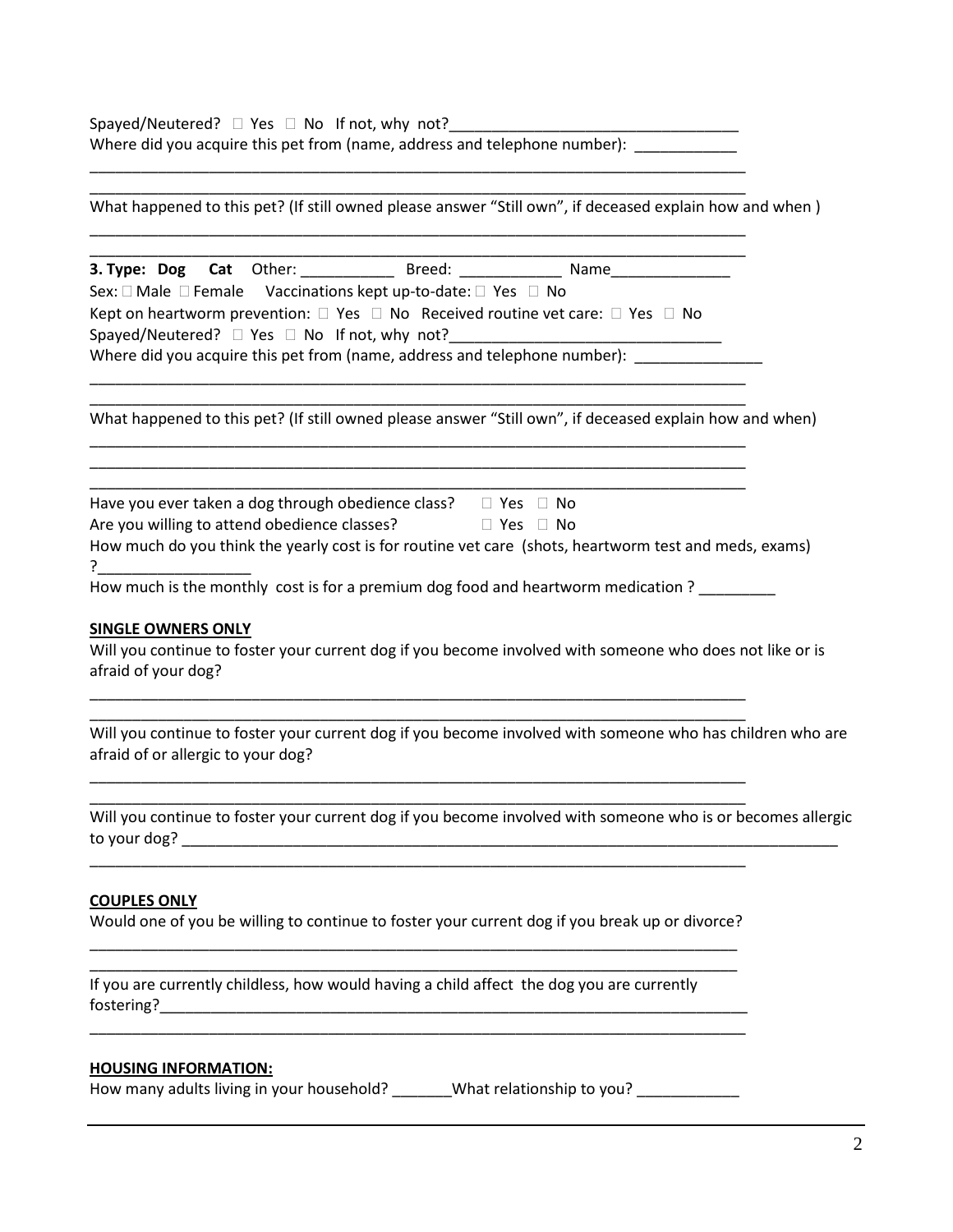Spayed/Neutered? □ Yes □ No If not, why not?_________________________________

Where did you acquire this pet from (name, address and telephone number): ____________

_______________________________________________________________________________

_______________________________________________________________________________

What happened to this pet? (If still owned please answer "Still own", if deceased explain how and when )

_______________________________________________________________________________

_______________________________________________________________________________

**3. Type: Dog Cat** Other: ___________ Breed: ____________ Name______________

Sex: □ Male □ Female Vaccinations kept up-to-date: □ Yes □ No

Kept on heartworm prevention: □ Yes □ No Received routine vet care: □ Yes □ No

Spayed/Neutered? □ Yes □ No If not, why not?_______________________________

Where did you acquire this pet from (name, address and telephone number): _______________

_______________________________________________________________________________

_______________________________________________________________________________

What happened to this pet? (If still owned please answer "Still own", if deceased explain how and when)

_______________________________________________________________________________

_______________________________________________________________________________

_______________________________________________________________________________

Have you ever taken a dog through obedience class? □ Yes □ No

Are you willing to attend obedience classes? □ Yes □ No

How much do you think the yearly cost is for routine vet care (shots, heartworm test and meds, exams) ?__________________

How much is the monthly cost is for a premium dog food and heartworm medication ? _________

**SINGLE OWNERS ONLY**

Will you continue to foster your current dog if you become involved with someone who does not like or is afraid of your dog?

_______________________________________________________________________________

_______________________________________________________________________________

Will you continue to foster your current dog if you become involved with someone who has children who are afraid of or allergic to your dog?

_______________________________________________________________________________

_______________________________________________________________________________

Will you continue to foster your current dog if you become involved with someone who is or becomes allergic to your dog? _______________________________________________________________________________

_______________________________________________________________________________

**COUPLES ONLY**

Would one of you be willing to continue to foster your current dog if you break up or divorce?

_______________________________________________________________________________

_______________________________________________________________________________

If you are currently childless, how would having a child affect the dog you are currently fostering?_________________________________________________________________________

_______________________________________________________________________________

**HOUSING INFORMATION:**

How many adults living in your household? _______What relationship to you? ____________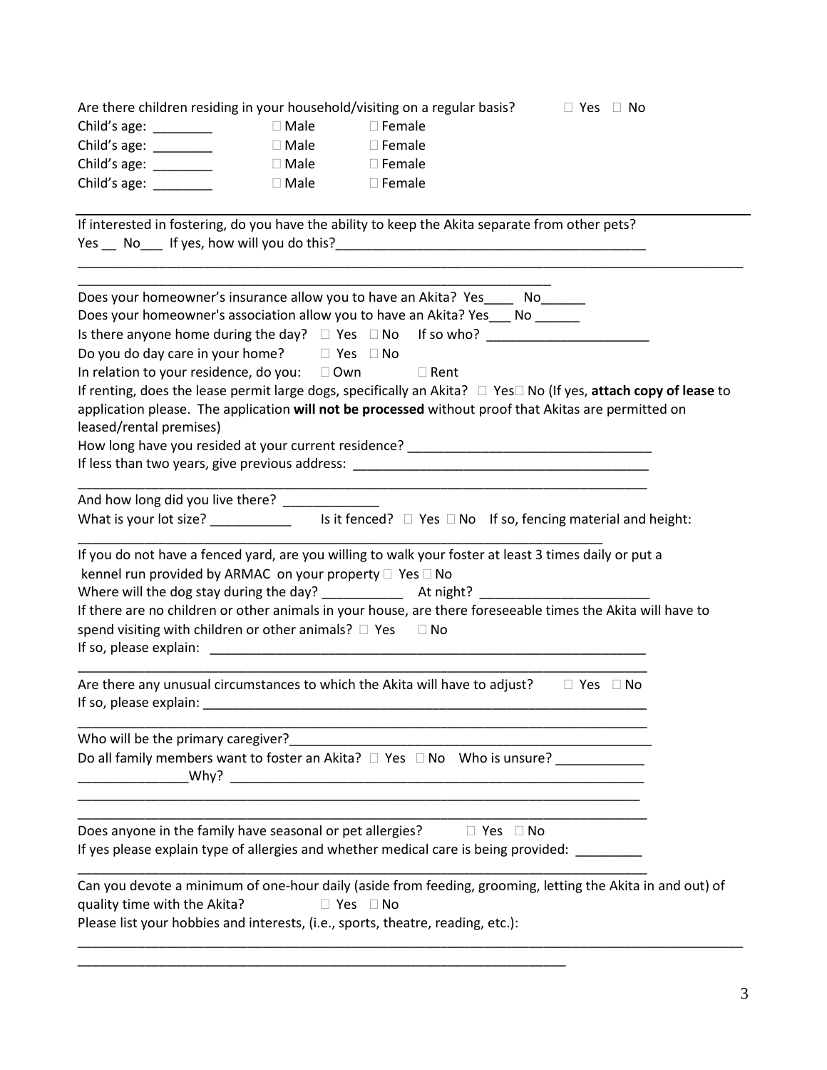Are there children residing in your household/visiting on a regular basis? ☐ Yes ☐ No

Child's age: ________ ☐ Male ☐ Female

Child's age: ________ ☐ Male ☐ Female

Child's age: ________ ☐ Male ☐ Female

Child's age: ________ ☐ Male ☐ Female

---

If interested in fostering, do you have the ability to keep the Akita separate from other pets?

Yes __ No___ If yes, how will you do this?__________________________________________

_____________________________________________________________________________________

_____________________________________________________________________

Does your homeowner's insurance allow you to have an Akita? Yes____ No______

Does your homeowner's association allow you to have an Akita? Yes___ No ______

Is there anyone home during the day? ☐ Yes ☐ No If so who? _______________________

Do you do day care in your home? ☐ Yes ☐ No

In relation to your residence, do you: ☐ Own ☐ Rent

If renting, does the lease permit large dogs, specifically an Akita? ☐ Yes☐ No (If yes, **attach copy of lease** to application please. The application **will not be processed** without proof that Akitas are permitted on leased/rental premises)

How long have you resided at your current residence? _________________________________

If less than two years, give previous address: _________________________________________

_________________________________________________________________________________

And how long did you live there? _____________

What is your lot size? ___________ Is it fenced? ☐ Yes ☐ No If so, fencing material and height:

___________________________________________________________________________

If you do not have a fenced yard, are you willing to walk your foster at least 3 times daily or put a kennel run provided by ARMAC on your property ☐ Yes ☐ No

Where will the dog stay during the day? ___________ At night? _______________________

If there are no children or other animals in your house, are there foreseeable times the Akita will have to spend visiting with children or other animals? ☐ Yes ☐ No

If so, please explain: _______________________________________________________________

_________________________________________________________________________________

Are there any unusual circumstances to which the Akita will have to adjust? ☐ Yes ☐ No

If so, please explain: _______________________________________________________________

_________________________________________________________________________________

Who will be the primary caregiver?____________________________________________________

Do all family members want to foster an Akita? ☐ Yes ☐ No Who is unsure? ____________

______________Why? _____________________________________________________________

_________________________________________________________________________________

_________________________________________________________________________________

Does anyone in the family have seasonal or pet allergies? ☐ Yes ☐ No

If yes please explain type of allergies and whether medical care is being provided: _________

_________________________________________________________________________________

Can you devote a minimum of one-hour daily (aside from feeding, grooming, letting the Akita in and out) of quality time with the Akita? ☐ Yes ☐ No

Please list your hobbies and interests, (i.e., sports, theatre, reading, etc.):

_____________________________________________________________________________________

____________________________________________________________________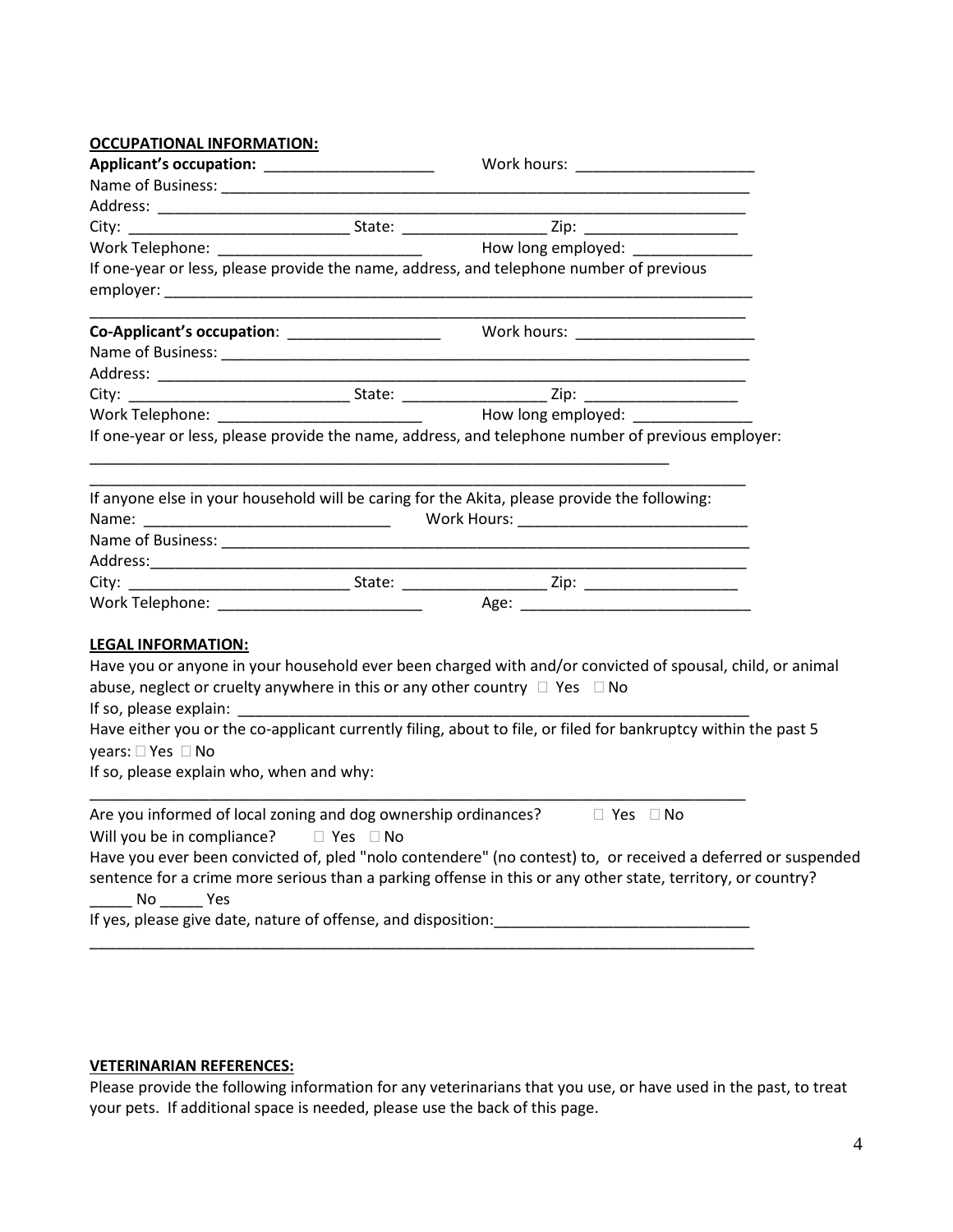**OCCUPATIONAL INFORMATION:**

**Applicant's occupation:** ____________________ Work hours: _____________________

Name of Business: _________________________________________________________________

Address: _______________________________________________________________________

City: __________________________ State: _________________ Zip: __________________

Work Telephone: ________________________ How long employed: ______________

If one-year or less, please provide the name, address, and telephone number of previous employer: _________________________________________________________________________

_______________________________________________________________________________

**Co-Applicant's occupation**: __________________ Work hours: _____________________

Name of Business: _________________________________________________________________

Address: _______________________________________________________________________

City: __________________________ State: _________________ Zip: __________________

Work Telephone: ________________________ How long employed: ______________

If one-year or less, please provide the name, address, and telephone number of previous employer:

______________________________________________________________________

_______________________________________________________________________________

If anyone else in your household will be caring for the Akita, please provide the following:

Name: _____________________________ Work Hours: ___________________________

Name of Business: _________________________________________________________________

Address:_______________________________________________________________________

City: __________________________ State: _________________ Zip: __________________

Work Telephone: ________________________ Age: ___________________________

**LEGAL INFORMATION:**

Have you or anyone in your household ever been charged with and/or convicted of spousal, child, or animal abuse, neglect or cruelty anywhere in this or any other country ☐ Yes ☐ No

If so, please explain: _______________________________________________________________

Have either you or the co-applicant currently filing, about to file, or filed for bankruptcy within the past 5 years: ☐ Yes ☐ No

If so, please explain who, when and why:

_______________________________________________________________________________

Are you informed of local zoning and dog ownership ordinances? ☐ Yes ☐ No

Will you be in compliance? ☐ Yes ☐ No

Have you ever been convicted of, pled "nolo contendere" (no contest) to, or received a deferred or suspended sentence for a crime more serious than a parking offense in this or any other state, territory, or country?

_____ No _____ Yes

If yes, please give date, nature of offense, and disposition:______________________________

_______________________________________________________________________________

**VETERINARIAN REFERENCES:**

Please provide the following information for any veterinarians that you use, or have used in the past, to treat your pets. If additional space is needed, please use the back of this page.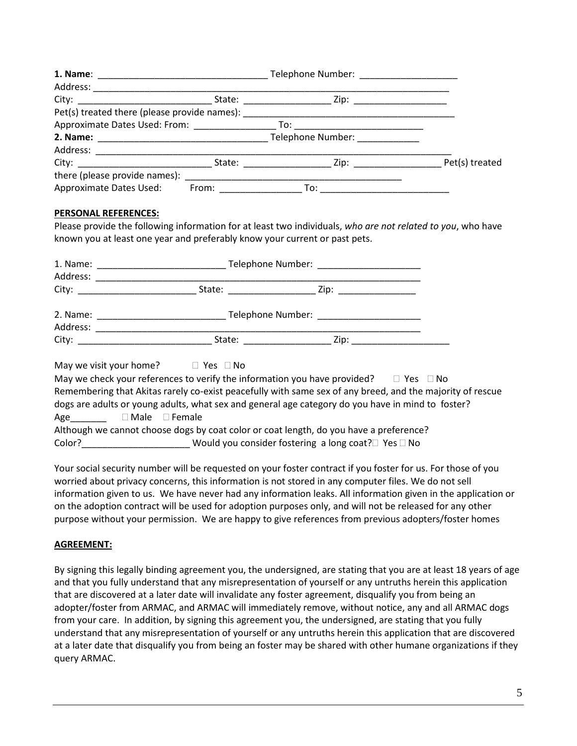**1. Name**: _________________________________ Telephone Number: ___________________
Address: __________________________________________________________________________
City: __________________________ State: _________________ Zip: __________________
Pet(s) treated there (please provide names): __________________________________________
Approximate Dates Used: From: ________________ To: _________________________
**2. Name:** _________________________________ Telephone Number: ____________
Address: __________________________________________________________________________
City: __________________________ State: _________________ Zip: _________________ Pet(s) treated there (please provide names): ___________________________________________
Approximate Dates Used: From: ________________ To: _________________________

**PERSONAL REFERENCES:**

Please provide the following information for at least two individuals, *who are not related to you*, who have known you at least one year and preferably know your current or past pets.

1. Name: _________________________ Telephone Number: ____________________
Address: ____________________________________________________________
City: _______________________ State: _________________ Zip: _______________

2. Name: _________________________ Telephone Number: ____________________
Address: ____________________________________________________________
City: __________________________ State: _________________ Zip: ___________________

May we visit your home? ☐ Yes ☐ No
May we check your references to verify the information you have provided? ☐ Yes ☐ No
Remembering that Akitas rarely co-exist peacefully with same sex of any breed, and the majority of rescue dogs are adults or young adults, what sex and general age category do you have in mind to foster?
Age_______ ☐ Male ☐ Female
Although we cannot choose dogs by coat color or coat length, do you have a preference?
Color?_____________________ Would you consider fostering a long coat?☐ Yes ☐ No

Your social security number will be requested on your foster contract if you foster for us. For those of you worried about privacy concerns, this information is not stored in any computer files. We do not sell information given to us. We have never had any information leaks. All information given in the application or on the adoption contract will be used for adoption purposes only, and will not be released for any other purpose without your permission. We are happy to give references from previous adopters/foster homes

**AGREEMENT:**

By signing this legally binding agreement you, the undersigned, are stating that you are at least 18 years of age and that you fully understand that any misrepresentation of yourself or any untruths herein this application that are discovered at a later date will invalidate any foster agreement, disqualify you from being an adopter/foster from ARMAC, and ARMAC will immediately remove, without notice, any and all ARMAC dogs from your care. In addition, by signing this agreement you, the undersigned, are stating that you fully understand that any misrepresentation of yourself or any untruths herein this application that are discovered at a later date that disqualify you from being an foster may be shared with other humane organizations if they query ARMAC.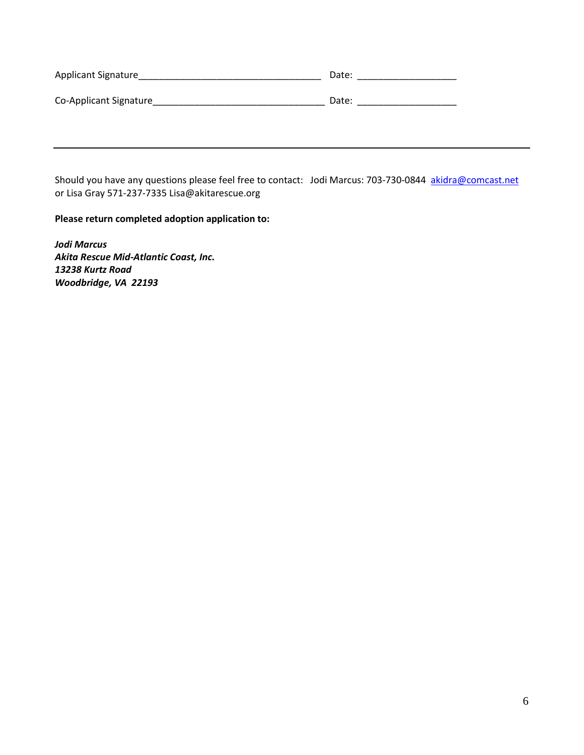Applicant Signature___________________________________ Date: ___________________

Co-Applicant Signature________________________________ Date: ___________________

---

Should you have any questions please feel free to contact: Jodi Marcus: 703-730-0844 akidra@comcast.net or Lisa Gray 571-237-7335 Lisa@akitarescue.org

**Please return completed adoption application to:**

***Jodi Marcus***  
***Akita Rescue Mid-Atlantic Coast, Inc.***  
***13238 Kurtz Road***  
***Woodbridge, VA 22193***